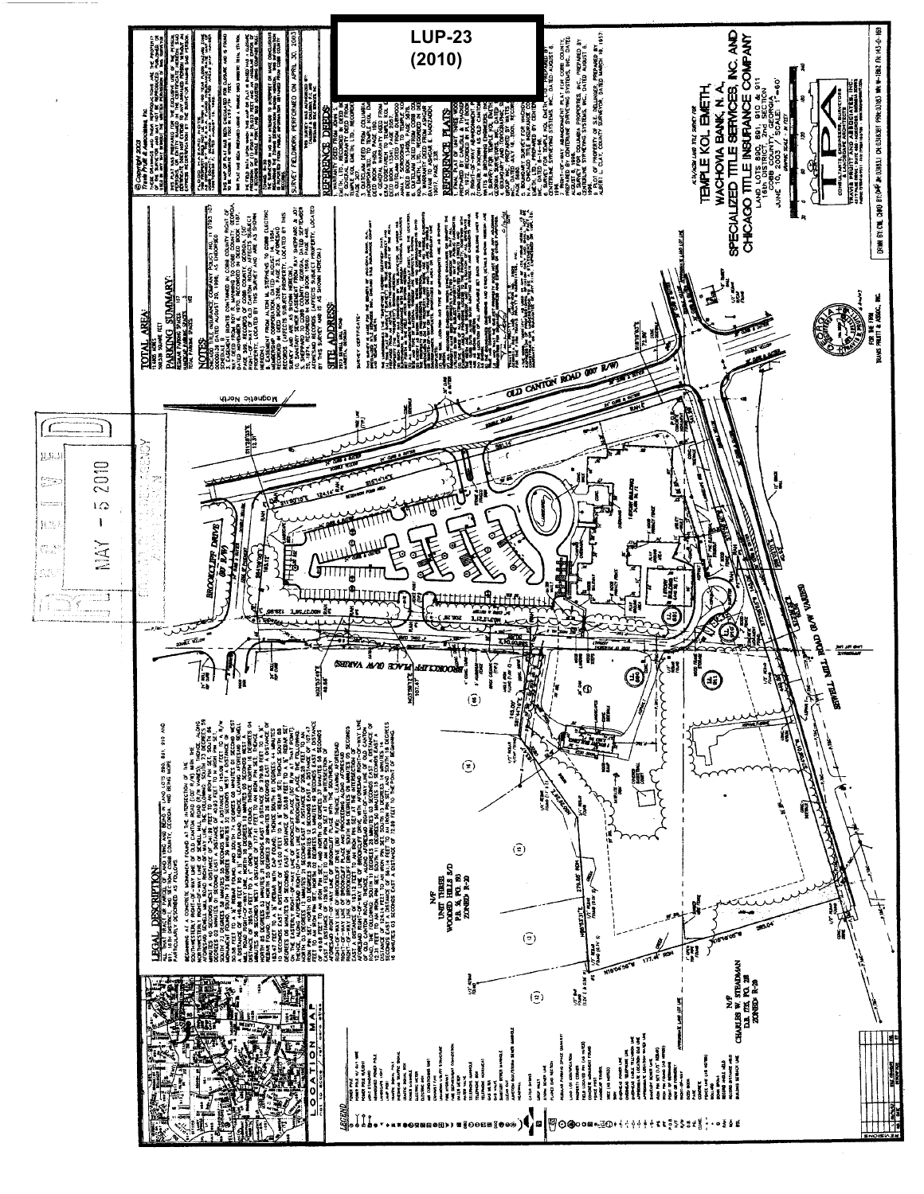**LUP-23**
**(2010)**

RECEIVED
MAY - 5 2010

## LEGAL DESCRIPTION:

ALL THAT TRACT OR PARCEL OF LAND LYING AND BEING IN LAND LOTS 890, 891, 910 AND 911, 16TH DISTRICT, 2ND SECTION, COBB COUNTY, GEORGIA, AND BEING MORE PARTICULARLY DESCRIBED AS FOLLOWS:

## TOTAL AREA:

## PARKING SUMMARY:

## NOTES:

## SITE ADDRESS:

## REFERENCE DEEDS:

## REFERENCE PLATS:

SURVEY FIELDWORK PERFORMED ON APRIL 30, 2003

© Copyright 2003

## LEGEND

## LOCATION MAP

OLD CANTON ROAD (100' R/W)

SEWELL MILL ROAD (R/W VARIES)

BROOKCLIFF DRIVE

BROOKCLIFF PLACE (R/W VARIES)

Magnetic North

N/F
UNIT THREE
WOODED HILLS S/D
ZONED R-20

N/F
CHARLES W. STEADMAN
ZONED R-20

ALTA/ACSM LAND TITLE SURVEY FOR

**TEMPLE KOL EMETH,**
**WACHOVIA BANK, N. A.,**
**SPECIALIZED TITLE SERVICES, INC. AND**
**CHICAGO TITLE INSURANCE COMPANY**

LAND LOTS 890, 891, 910 & 911
16th DISTRICT, 2nd SECTION
COBB COUNTY, GEORGIA
JUNE 10, 2003 SCALE: 1"=60'

GRAPHIC SCALE - IN FEET

TPA
CONSULTANTS, ENGINEERS, SURVEYORS & LANDSCAPE ARCHITECTS
TRAVIS PRUITT AND ASSOCIATES, INC.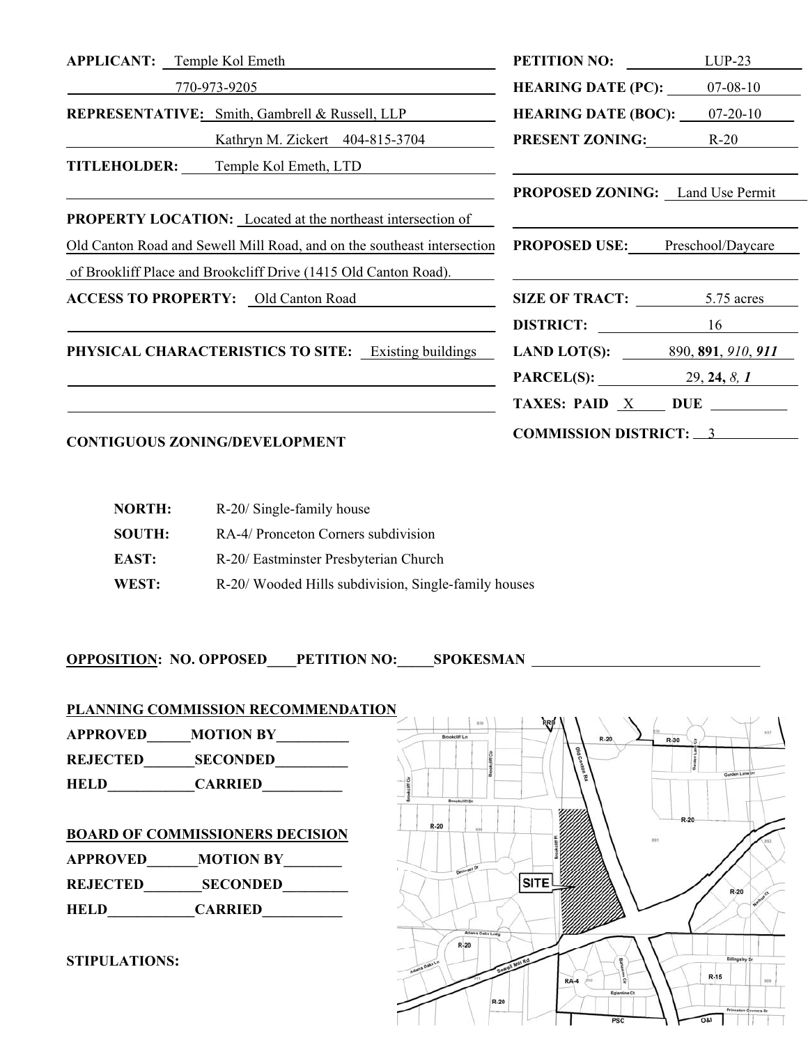**APPLICANT:** Temple Kol Emeth

770-973-9205

**REPRESENTATIVE:** Smith, Gambrell & Russell, LLP

Kathryn M. Zickert 404-815-3704

**TITLEHOLDER:** Temple Kol Emeth, LTD

**PROPERTY LOCATION:** Located at the northeast intersection of Old Canton Road and Sewell Mill Road, and on the southeast intersection of Brookcliff Place and Brookcliff Drive (1415 Old Canton Road).

**ACCESS TO PROPERTY:** Old Canton Road

**PHYSICAL CHARACTERISTICS TO SITE:** Existing buildings

**PETITION NO:** LUP-23

**HEARING DATE (PC):** 07-08-10

**HEARING DATE (BOC):** 07-20-10

**PRESENT ZONING:** R-20

**PROPOSED ZONING:** Land Use Permit

**PROPOSED USE:** Preschool/Daycare

**SIZE OF TRACT:** 5.75 acres

**DISTRICT:** 16

**LAND LOT(S):** 890, **891**, *910*, ***911***

**PARCEL(S):** 29, **24,** *8,* ***1***

**TAXES: PAID** X **DUE** ____

**COMMISSION DISTRICT:** 3

**CONTIGUOUS ZONING/DEVELOPMENT**

| | |
|---|---|
| **NORTH:** | R-20/ Single-family house |
| **SOUTH:** | RA-4/ Pronceton Corners subdivision |
| **EAST:** | R-20/ Eastminster Presbyterian Church |
| **WEST:** | R-20/ Wooded Hills subdivision, Single-family houses |

**OPPOSITION:** NO. OPPOSED____PETITION NO:_____SPOKESMAN ________________

**PLANNING COMMISSION RECOMMENDATION**

APPROVED______MOTION BY__________

REJECTED_______SECONDED__________

HELD____________CARRIED___________

**BOARD OF COMMISSIONERS DECISION**

APPROVED_______MOTION BY________

REJECTED________SECONDED_________

HELD____________CARRIED___________

**STIPULATIONS:**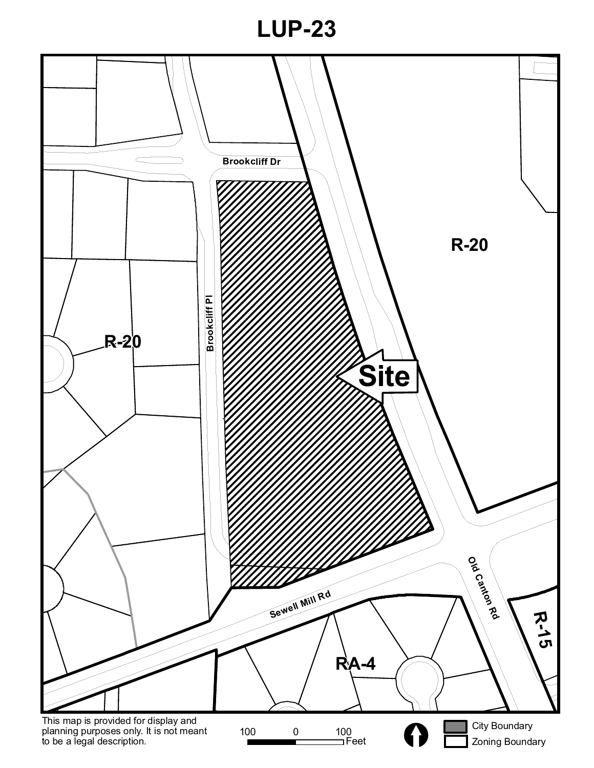# LUP-23

Brookcliff Dr

Brookcliff Pl

R-20

R-20

Site

Sewell Mill Rd

Old Canton Rd

RA-4

R-15

This map is provided for display and planning purposes only. It is not meant to be a legal description.

100 0 100 Feet

City Boundary

Zoning Boundary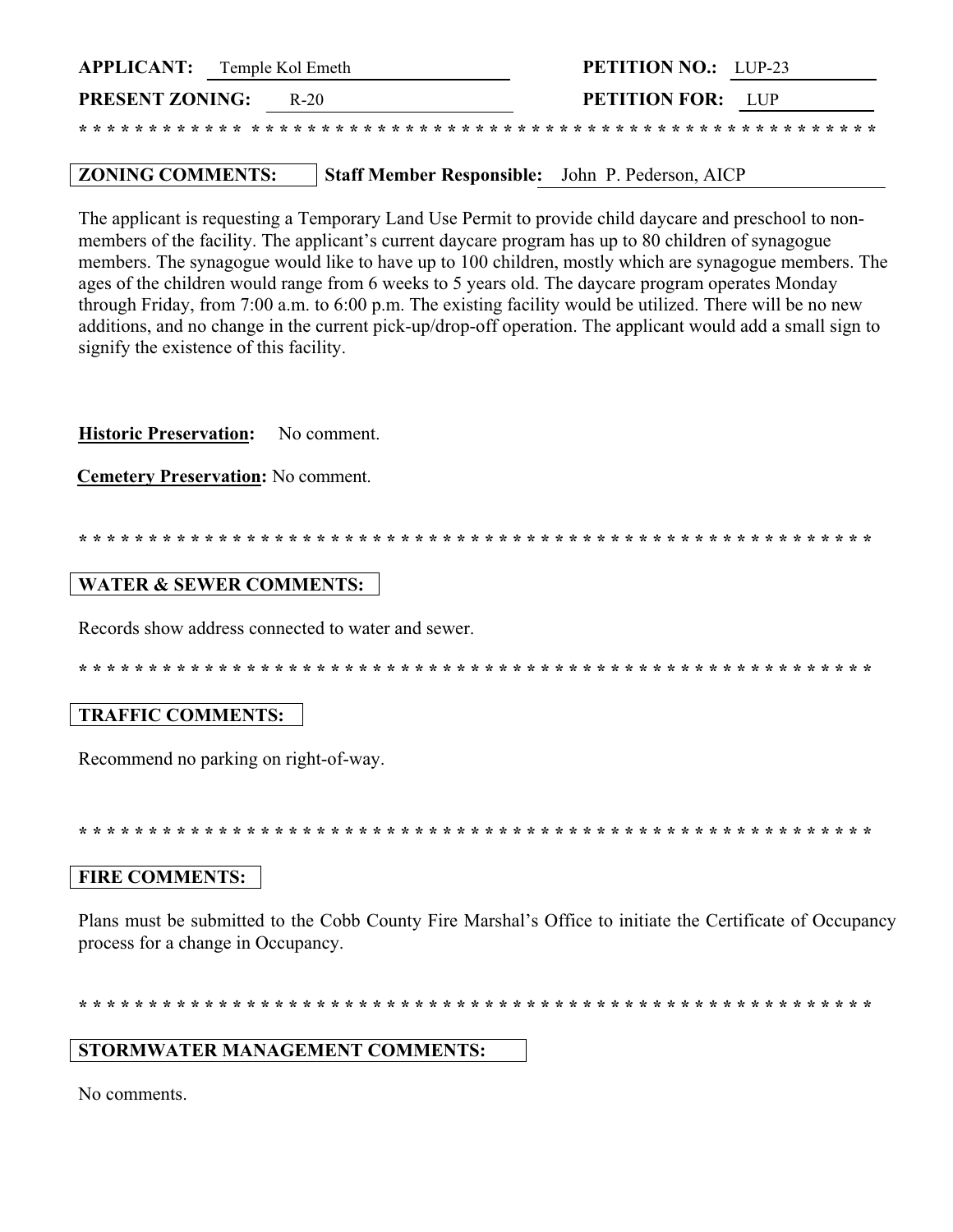**APPLICANT:** Temple Kol Emeth **PETITION NO.:** LUP-23

**PRESENT ZONING:** R-20 **PETITION FOR:** LUP

* * * * * * * * * * * * * * * * * * * * * * * * * * * * * * * * * * * * * * * * * * * * * * * * * * * * * * * * * * * *

**ZONING COMMENTS:** **Staff Member Responsible:** John P. Pederson, AICP

The applicant is requesting a Temporary Land Use Permit to provide child daycare and preschool to non-members of the facility. The applicant's current daycare program has up to 80 children of synagogue members. The synagogue would like to have up to 100 children, mostly which are synagogue members. The ages of the children would range from 6 weeks to 5 years old. The daycare program operates Monday through Friday, from 7:00 a.m. to 6:00 p.m. The existing facility would be utilized. There will be no new additions, and no change in the current pick-up/drop-off operation. The applicant would add a small sign to signify the existence of this facility.

**Historic Preservation:** No comment.

**Cemetery Preservation:** No comment.

* * * * * * * * * * * * * * * * * * * * * * * * * * * * * * * * * * * * * * * * * * * * * * * * * * * * * * * * * * * *

**WATER & SEWER COMMENTS:**

Records show address connected to water and sewer.

* * * * * * * * * * * * * * * * * * * * * * * * * * * * * * * * * * * * * * * * * * * * * * * * * * * * * * * * * * * *

**TRAFFIC COMMENTS:**

Recommend no parking on right-of-way.

* * * * * * * * * * * * * * * * * * * * * * * * * * * * * * * * * * * * * * * * * * * * * * * * * * * * * * * * * * * *

**FIRE COMMENTS:**

Plans must be submitted to the Cobb County Fire Marshal's Office to initiate the Certificate of Occupancy process for a change in Occupancy.

* * * * * * * * * * * * * * * * * * * * * * * * * * * * * * * * * * * * * * * * * * * * * * * * * * * * * * * * * * * *

**STORMWATER MANAGEMENT COMMENTS:**

No comments.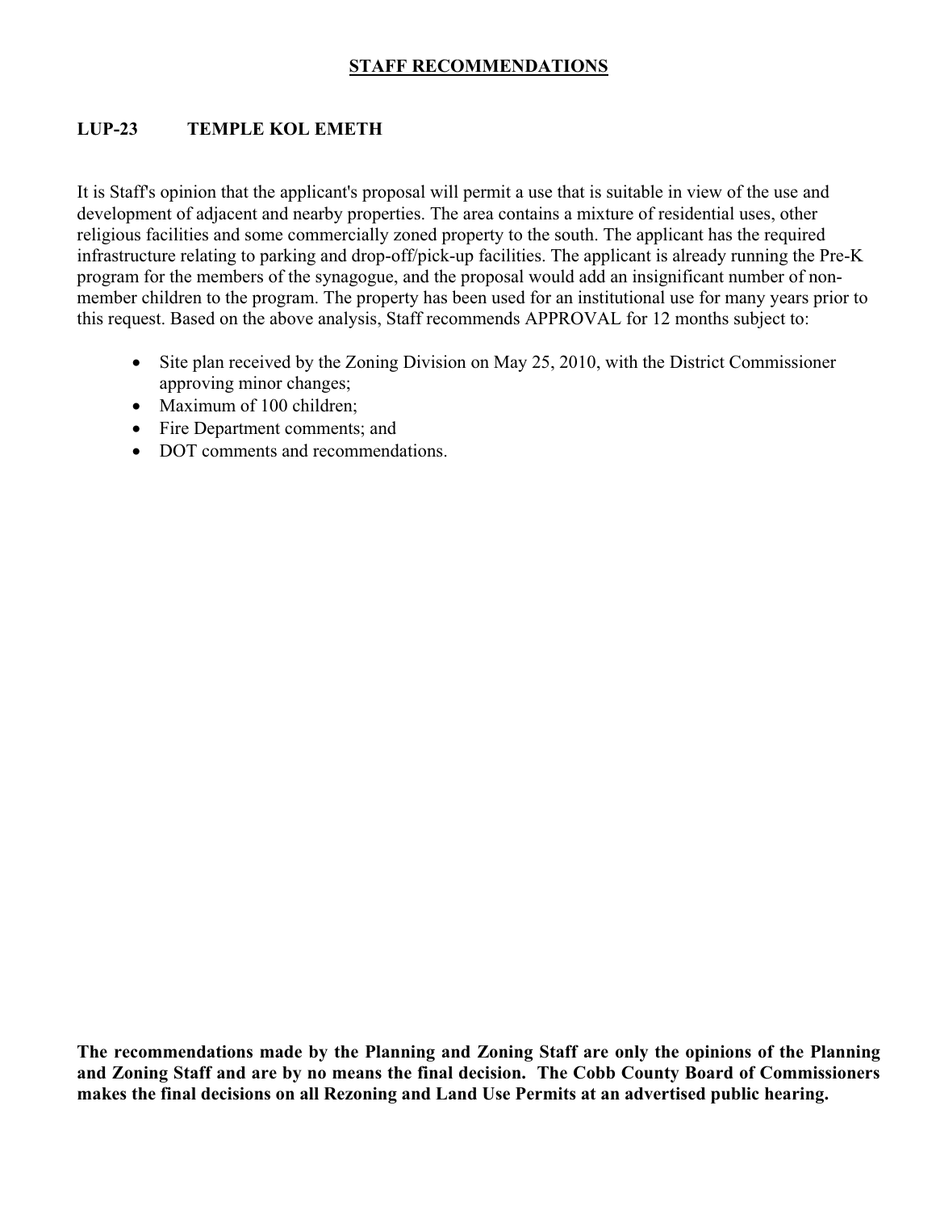## STAFF RECOMMENDATIONS

**LUP-23 TEMPLE KOL EMETH**

It is Staff's opinion that the applicant's proposal will permit a use that is suitable in view of the use and development of adjacent and nearby properties. The area contains a mixture of residential uses, other religious facilities and some commercially zoned property to the south. The applicant has the required infrastructure relating to parking and drop-off/pick-up facilities. The applicant is already running the Pre-K program for the members of the synagogue, and the proposal would add an insignificant number of non-member children to the program. The property has been used for an institutional use for many years prior to this request. Based on the above analysis, Staff recommends APPROVAL for 12 months subject to:

- Site plan received by the Zoning Division on May 25, 2010, with the District Commissioner approving minor changes;
- Maximum of 100 children;
- Fire Department comments; and
- DOT comments and recommendations.

**The recommendations made by the Planning and Zoning Staff are only the opinions of the Planning and Zoning Staff and are by no means the final decision. The Cobb County Board of Commissioners makes the final decisions on all Rezoning and Land Use Permits at an advertised public hearing.**